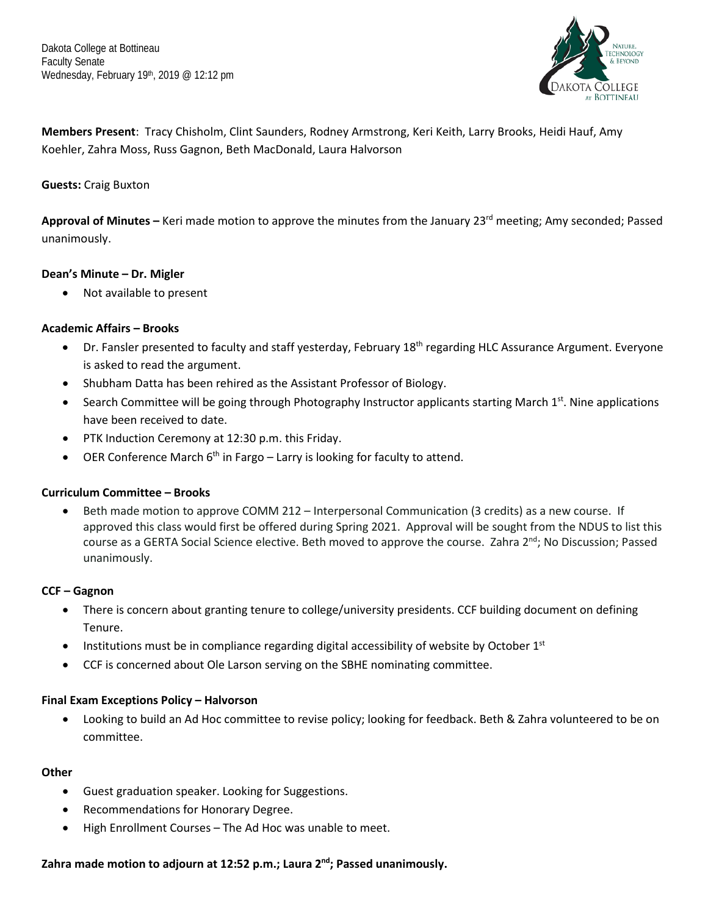Dakota College at Bottineau
Faculty Senate
Wednesday, February 19th, 2019 @ 12:12 pm

**Members Present**: Tracy Chisholm, Clint Saunders, Rodney Armstrong, Keri Keith, Larry Brooks, Heidi Hauf, Amy Koehler, Zahra Moss, Russ Gagnon, Beth MacDonald, Laura Halvorson

**Guests:** Craig Buxton

**Approval of Minutes –** Keri made motion to approve the minutes from the January 23rd meeting; Amy seconded; Passed unanimously.

**Dean's Minute – Dr. Migler**

- Not available to present

**Academic Affairs – Brooks**

- Dr. Fansler presented to faculty and staff yesterday, February 18th regarding HLC Assurance Argument. Everyone is asked to read the argument.
- Shubham Datta has been rehired as the Assistant Professor of Biology.
- Search Committee will be going through Photography Instructor applicants starting March 1st. Nine applications have been received to date.
- PTK Induction Ceremony at 12:30 p.m. this Friday.
- OER Conference March 6th in Fargo – Larry is looking for faculty to attend.

**Curriculum Committee – Brooks**

- Beth made motion to approve COMM 212 – Interpersonal Communication (3 credits) as a new course. If approved this class would first be offered during Spring 2021. Approval will be sought from the NDUS to list this course as a GERTA Social Science elective. Beth moved to approve the course. Zahra 2nd; No Discussion; Passed unanimously.

**CCF – Gagnon**

- There is concern about granting tenure to college/university presidents. CCF building document on defining Tenure.
- Institutions must be in compliance regarding digital accessibility of website by October 1st
- CCF is concerned about Ole Larson serving on the SBHE nominating committee.

**Final Exam Exceptions Policy – Halvorson**

- Looking to build an Ad Hoc committee to revise policy; looking for feedback. Beth & Zahra volunteered to be on committee.

**Other**

- Guest graduation speaker. Looking for Suggestions.
- Recommendations for Honorary Degree.
- High Enrollment Courses – The Ad Hoc was unable to meet.

**Zahra made motion to adjourn at 12:52 p.m.; Laura 2nd; Passed unanimously.**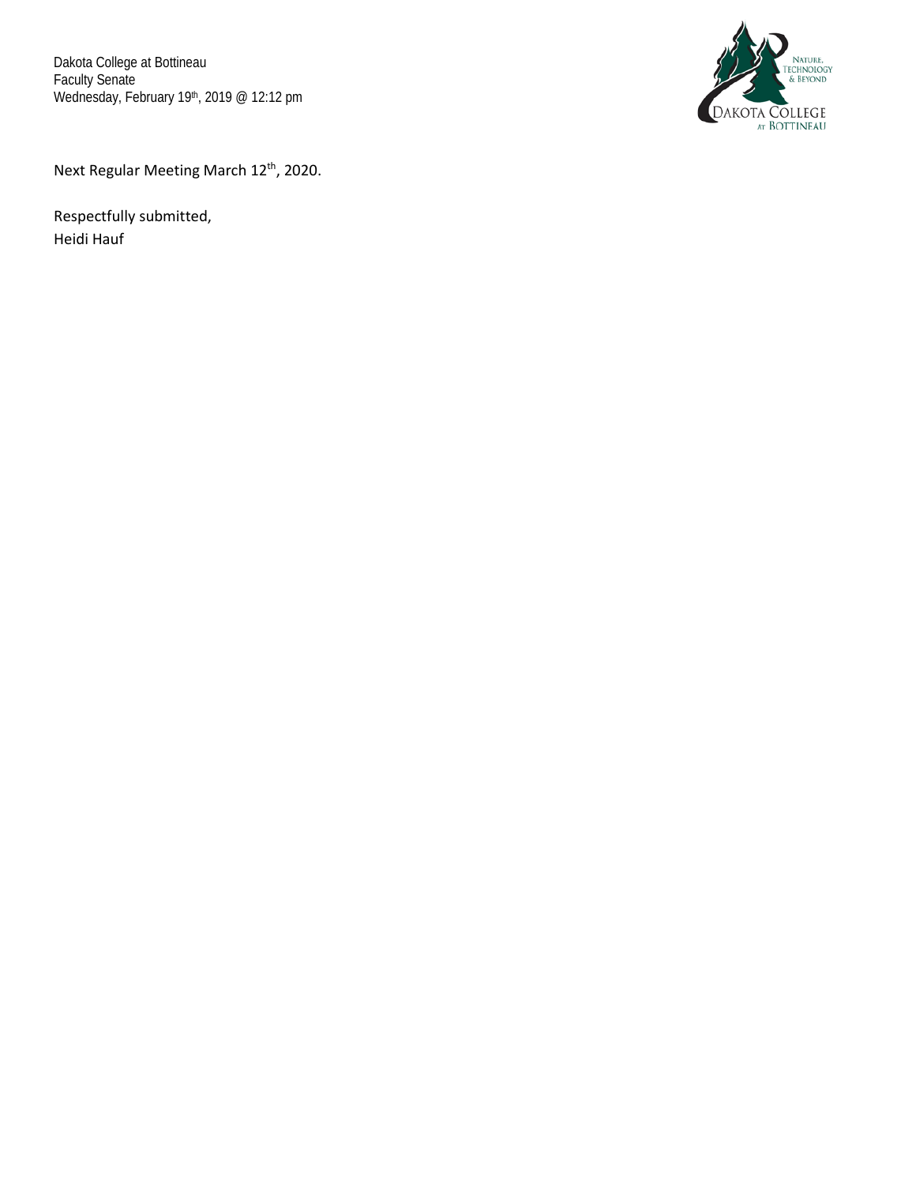Next Regular Meeting March 12th, 2020.

Respectfully submitted,
Heidi Hauf